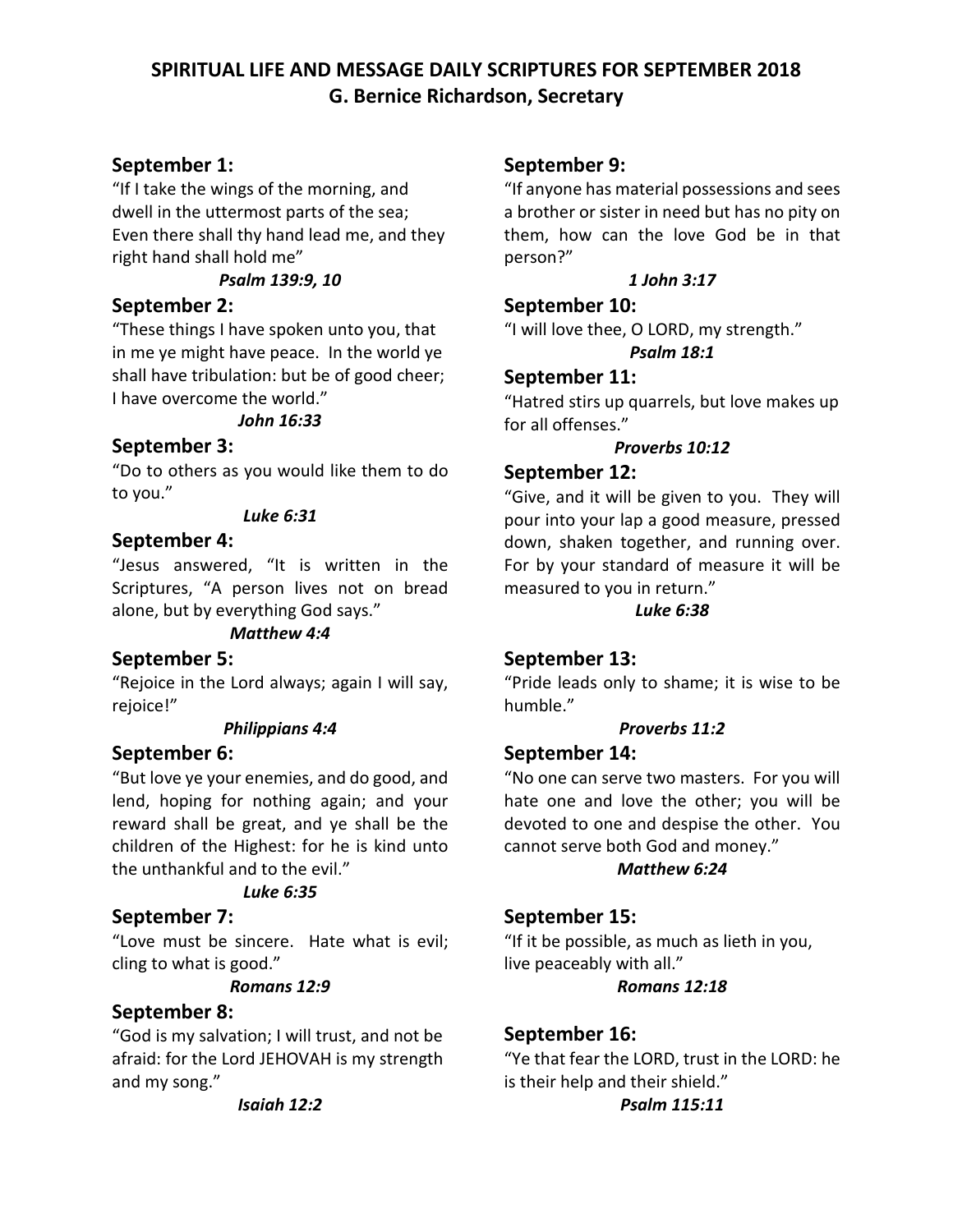# SPIRITUAL LIFE AND MESSAGE DAILY SCRIPTURES FOR SEPTEMBER 2018

**G. Bernice Richardson, Secretary**

## September 1:

"If I take the wings of the morning, and dwell in the uttermost parts of the sea; Even there shall thy hand lead me, and they right hand shall hold me"

***Psalm 139:9, 10***

## September 2:

"These things I have spoken unto you, that in me ye might have peace. In the world ye shall have tribulation: but be of good cheer; I have overcome the world."

***John 16:33***

## September 3:

"Do to others as you would like them to do to you."

***Luke 6:31***

## September 4:

"Jesus answered, "It is written in the Scriptures, "A person lives not on bread alone, but by everything God says."

***Matthew 4:4***

## September 5:

"Rejoice in the Lord always; again I will say, rejoice!"

***Philippians 4:4***

## September 6:

"But love ye your enemies, and do good, and lend, hoping for nothing again; and your reward shall be great, and ye shall be the children of the Highest: for he is kind unto the unthankful and to the evil."

***Luke 6:35***

## September 7:

"Love must be sincere. Hate what is evil; cling to what is good."

***Romans 12:9***

## September 8:

"God is my salvation; I will trust, and not be afraid: for the Lord JEHOVAH is my strength and my song."

***Isaiah 12:2***

## September 9:

"If anyone has material possessions and sees a brother or sister in need but has no pity on them, how can the love God be in that person?"

***1 John 3:17***

## September 10:

"I will love thee, O LORD, my strength."

***Psalm 18:1***

## September 11:

"Hatred stirs up quarrels, but love makes up for all offenses."

***Proverbs 10:12***

## September 12:

"Give, and it will be given to you. They will pour into your lap a good measure, pressed down, shaken together, and running over. For by your standard of measure it will be measured to you in return."

***Luke 6:38***

## September 13:

"Pride leads only to shame; it is wise to be humble."

***Proverbs 11:2***

## September 14:

"No one can serve two masters. For you will hate one and love the other; you will be devoted to one and despise the other. You cannot serve both God and money."

***Matthew 6:24***

## September 15:

"If it be possible, as much as lieth in you, live peaceably with all."

***Romans 12:18***

## September 16:

"Ye that fear the LORD, trust in the LORD: he is their help and their shield."

***Psalm 115:11***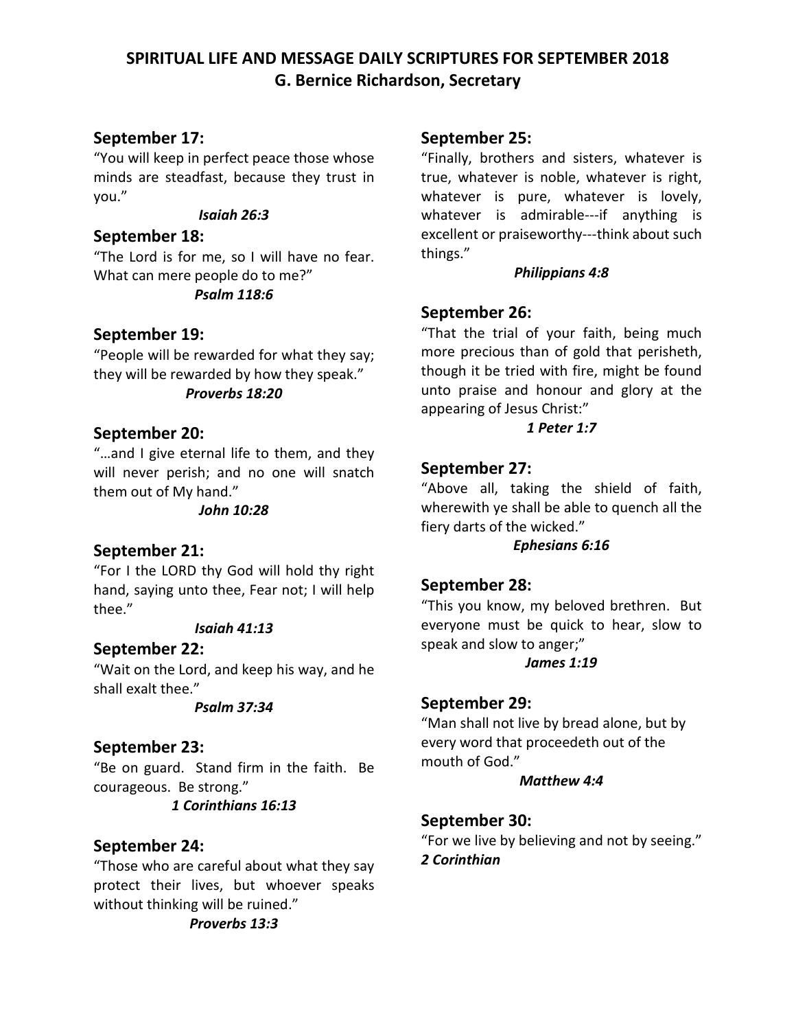# SPIRITUAL LIFE AND MESSAGE DAILY SCRIPTURES FOR SEPTEMBER 2018

**G. Bernice Richardson, Secretary**

## September 17:

"You will keep in perfect peace those whose minds are steadfast, because they trust in you."

***Isaiah 26:3***

## September 18:

"The Lord is for me, so I will have no fear. What can mere people do to me?"

***Psalm 118:6***

## September 19:

"People will be rewarded for what they say; they will be rewarded by how they speak."

***Proverbs 18:20***

## September 20:

"…and I give eternal life to them, and they will never perish; and no one will snatch them out of My hand."

***John 10:28***

## September 21:

"For I the LORD thy God will hold thy right hand, saying unto thee, Fear not; I will help thee."

***Isaiah 41:13***

## September 22:

"Wait on the Lord, and keep his way, and he shall exalt thee."

***Psalm 37:34***

## September 23:

"Be on guard. Stand firm in the faith. Be courageous. Be strong."

***1 Corinthians 16:13***

## September 24:

"Those who are careful about what they say protect their lives, but whoever speaks without thinking will be ruined."

***Proverbs 13:3***

## September 25:

"Finally, brothers and sisters, whatever is true, whatever is noble, whatever is right, whatever is pure, whatever is lovely, whatever is admirable---if anything is excellent or praiseworthy---think about such things."

***Philippians 4:8***

## September 26:

"That the trial of your faith, being much more precious than of gold that perisheth, though it be tried with fire, might be found unto praise and honour and glory at the appearing of Jesus Christ:"

***1 Peter 1:7***

## September 27:

"Above all, taking the shield of faith, wherewith ye shall be able to quench all the fiery darts of the wicked."

***Ephesians 6:16***

## September 28:

"This you know, my beloved brethren. But everyone must be quick to hear, slow to speak and slow to anger;"

***James 1:19***

## September 29:

"Man shall not live by bread alone, but by every word that proceedeth out of the mouth of God."

***Matthew 4:4***

## September 30:

"For we live by believing and not by seeing."

***2 Corinthian***